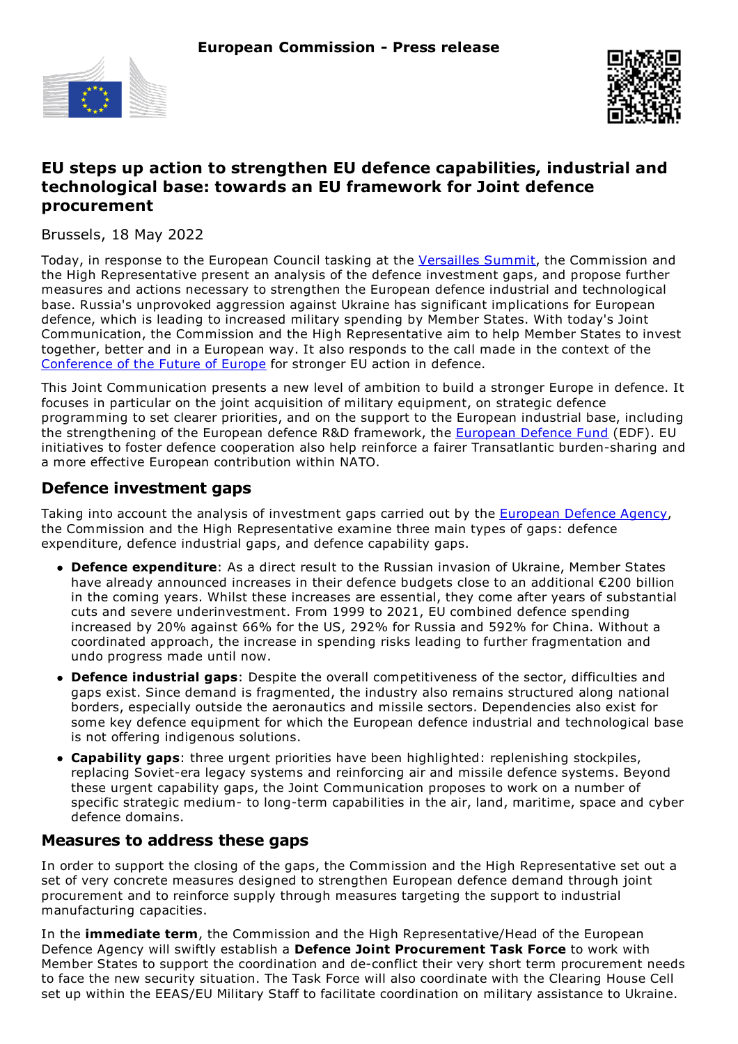**European Commission - Press release**

# EU steps up action to strengthen EU defence capabilities, industrial and technological base: towards an EU framework for Joint defence procurement

Brussels, 18 May 2022

Today, in response to the European Council tasking at the Versailles Summit, the Commission and the High Representative present an analysis of the defence investment gaps, and propose further measures and actions necessary to strengthen the European defence industrial and technological base. Russia's unprovoked aggression against Ukraine has significant implications for European defence, which is leading to increased military spending by Member States. With today's Joint Communication, the Commission and the High Representative aim to help Member States to invest together, better and in a European way. It also responds to the call made in the context of the Conference of the Future of Europe for stronger EU action in defence.

This Joint Communication presents a new level of ambition to build a stronger Europe in defence. It focuses in particular on the joint acquisition of military equipment, on strategic defence programming to set clearer priorities, and on the support to the European industrial base, including the strengthening of the European defence R&D framework, the European Defence Fund (EDF). EU initiatives to foster defence cooperation also help reinforce a fairer Transatlantic burden-sharing and a more effective European contribution within NATO.

## Defence investment gaps

Taking into account the analysis of investment gaps carried out by the European Defence Agency, the Commission and the High Representative examine three main types of gaps: defence expenditure, defence industrial gaps, and defence capability gaps.

- **Defence expenditure**: As a direct result to the Russian invasion of Ukraine, Member States have already announced increases in their defence budgets close to an additional €200 billion in the coming years. Whilst these increases are essential, they come after years of substantial cuts and severe underinvestment. From 1999 to 2021, EU combined defence spending increased by 20% against 66% for the US, 292% for Russia and 592% for China. Without a coordinated approach, the increase in spending risks leading to further fragmentation and undo progress made until now.
- **Defence industrial gaps**: Despite the overall competitiveness of the sector, difficulties and gaps exist. Since demand is fragmented, the industry also remains structured along national borders, especially outside the aeronautics and missile sectors. Dependencies also exist for some key defence equipment for which the European defence industrial and technological base is not offering indigenous solutions.
- **Capability gaps**: three urgent priorities have been highlighted: replenishing stockpiles, replacing Soviet-era legacy systems and reinforcing air and missile defence systems. Beyond these urgent capability gaps, the Joint Communication proposes to work on a number of specific strategic medium- to long-term capabilities in the air, land, maritime, space and cyber defence domains.

## Measures to address these gaps

In order to support the closing of the gaps, the Commission and the High Representative set out a set of very concrete measures designed to strengthen European defence demand through joint procurement and to reinforce supply through measures targeting the support to industrial manufacturing capacities.

In the **immediate term**, the Commission and the High Representative/Head of the European Defence Agency will swiftly establish a **Defence Joint Procurement Task Force** to work with Member States to support the coordination and de-conflict their very short term procurement needs to face the new security situation. The Task Force will also coordinate with the Clearing House Cell set up within the EEAS/EU Military Staff to facilitate coordination on military assistance to Ukraine.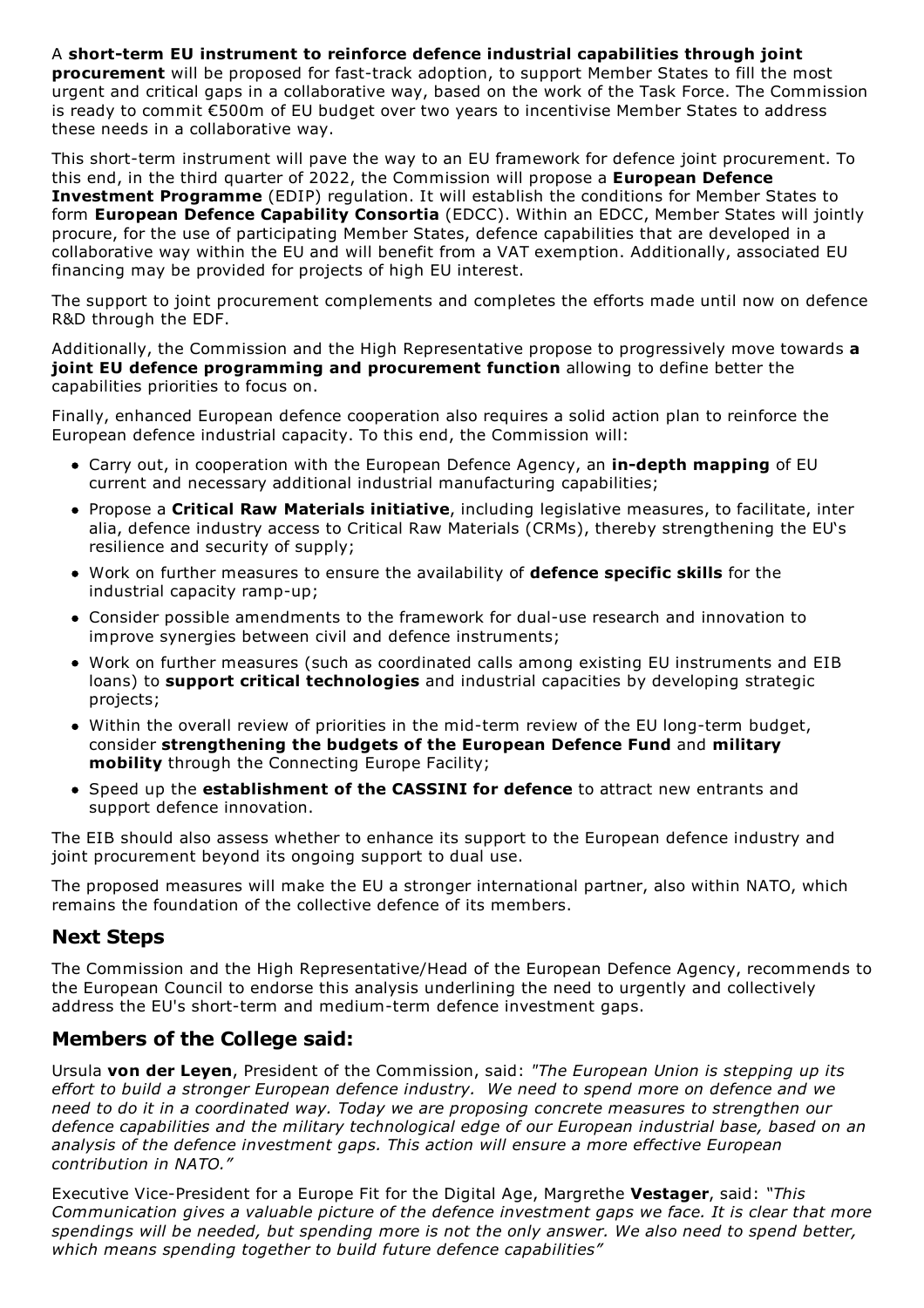A **short-term EU instrument to reinforce defence industrial capabilities through joint procurement** will be proposed for fast-track adoption, to support Member States to fill the most urgent and critical gaps in a collaborative way, based on the work of the Task Force. The Commission is ready to commit €500m of EU budget over two years to incentivise Member States to address these needs in a collaborative way.

This short-term instrument will pave the way to an EU framework for defence joint procurement. To this end, in the third quarter of 2022, the Commission will propose a **European Defence Investment Programme** (EDIP) regulation. It will establish the conditions for Member States to form **European Defence Capability Consortia** (EDCC). Within an EDCC, Member States will jointly procure, for the use of participating Member States, defence capabilities that are developed in a collaborative way within the EU and will benefit from a VAT exemption. Additionally, associated EU financing may be provided for projects of high EU interest.

The support to joint procurement complements and completes the efforts made until now on defence R&D through the EDF.

Additionally, the Commission and the High Representative propose to progressively move towards **a joint EU defence programming and procurement function** allowing to define better the capabilities priorities to focus on.

Finally, enhanced European defence cooperation also requires a solid action plan to reinforce the European defence industrial capacity. To this end, the Commission will:

- Carry out, in cooperation with the European Defence Agency, an **in-depth mapping** of EU current and necessary additional industrial manufacturing capabilities;
- Propose a **Critical Raw Materials initiative**, including legislative measures, to facilitate, inter alia, defence industry access to Critical Raw Materials (CRMs), thereby strengthening the EU's resilience and security of supply;
- Work on further measures to ensure the availability of **defence specific skills** for the industrial capacity ramp-up;
- Consider possible amendments to the framework for dual-use research and innovation to improve synergies between civil and defence instruments;
- Work on further measures (such as coordinated calls among existing EU instruments and EIB loans) to **support critical technologies** and industrial capacities by developing strategic projects;
- Within the overall review of priorities in the mid-term review of the EU long-term budget, consider **strengthening the budgets of the European Defence Fund** and **military mobility** through the Connecting Europe Facility;
- Speed up the **establishment of the CASSINI for defence** to attract new entrants and support defence innovation.

The EIB should also assess whether to enhance its support to the European defence industry and joint procurement beyond its ongoing support to dual use.

The proposed measures will make the EU a stronger international partner, also within NATO, which remains the foundation of the collective defence of its members.

## Next Steps

The Commission and the High Representative/Head of the European Defence Agency, recommends to the European Council to endorse this analysis underlining the need to urgently and collectively address the EU's short-term and medium-term defence investment gaps.

## Members of the College said:

Ursula **von der Leyen**, President of the Commission, said: *"The European Union is stepping up its effort to build a stronger European defence industry. We need to spend more on defence and we need to do it in a coordinated way. Today we are proposing concrete measures to strengthen our defence capabilities and the military technological edge of our European industrial base, based on an analysis of the defence investment gaps. This action will ensure a more effective European contribution in NATO."*

Executive Vice-President for a Europe Fit for the Digital Age, Margrethe **Vestager**, said: *"This Communication gives a valuable picture of the defence investment gaps we face. It is clear that more spendings will be needed, but spending more is not the only answer. We also need to spend better, which means spending together to build future defence capabilities"*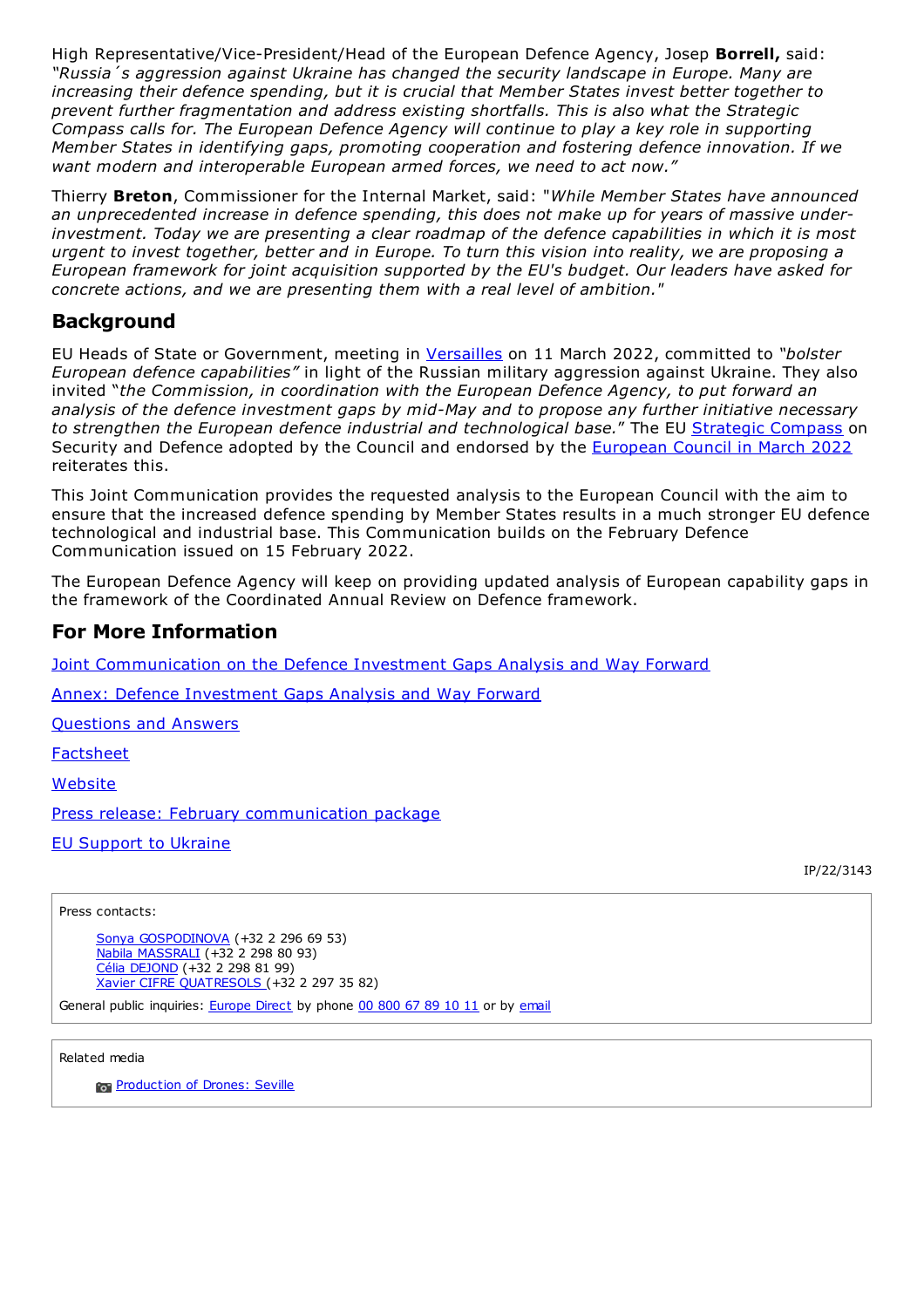High Representative/Vice-President/Head of the European Defence Agency, Josep **Borrell,** said: *"Russia´s aggression against Ukraine has changed the security landscape in Europe. Many are increasing their defence spending, but it is crucial that Member States invest better together to prevent further fragmentation and address existing shortfalls. This is also what the Strategic Compass calls for. The European Defence Agency will continue to play a key role in supporting Member States in identifying gaps, promoting cooperation and fostering defence innovation. If we want modern and interoperable European armed forces, we need to act now."*

Thierry **Breton**, Commissioner for the Internal Market, said: "*While Member States have announced an unprecedented increase in defence spending, this does not make up for years of massive under-investment. Today we are presenting a clear roadmap of the defence capabilities in which it is most urgent to invest together, better and in Europe. To turn this vision into reality, we are proposing a European framework for joint acquisition supported by the EU's budget. Our leaders have asked for concrete actions, and we are presenting them with a real level of ambition.*"

## Background

EU Heads of State or Government, meeting in Versailles on 11 March 2022, committed to *"bolster European defence capabilities"* in light of the Russian military aggression against Ukraine. They also invited "*the Commission, in coordination with the European Defence Agency, to put forward an analysis of the defence investment gaps by mid-May and to propose any further initiative necessary to strengthen the European defence industrial and technological base.*" The EU Strategic Compass on Security and Defence adopted by the Council and endorsed by the European Council in March 2022 reiterates this.

This Joint Communication provides the requested analysis to the European Council with the aim to ensure that the increased defence spending by Member States results in a much stronger EU defence technological and industrial base. This Communication builds on the February Defence Communication issued on 15 February 2022.

The European Defence Agency will keep on providing updated analysis of European capability gaps in the framework of the Coordinated Annual Review on Defence framework.

## For More Information

Joint Communication on the Defence Investment Gaps Analysis and Way Forward

Annex: Defence Investment Gaps Analysis and Way Forward

Questions and Answers

Factsheet

Website

Press release: February communication package

EU Support to Ukraine

IP/22/3143

Press contacts:

Sonya GOSPODINOVA (+32 2 296 69 53)
Nabila MASSRALI (+32 2 298 80 93)
Célia DEJOND (+32 2 298 81 99)
Xavier CIFRE QUATRESOLS (+32 2 297 35 82)

General public inquiries: Europe Direct by phone 00 800 67 89 10 11 or by email

Related media

Production of Drones: Seville